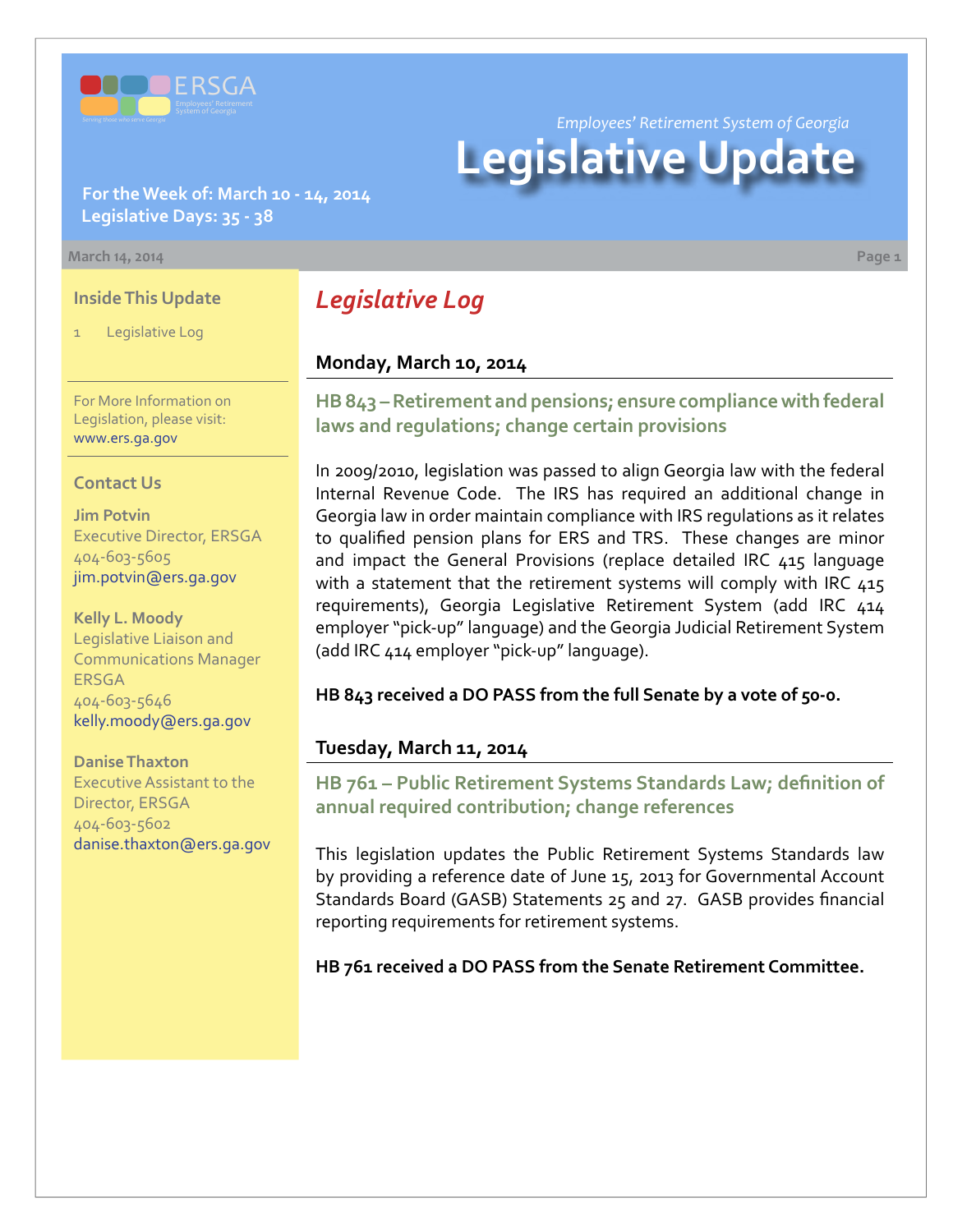*Employees' Retirement System of Georgia*

# Legislative Update

**For the Week of: March 10 - 14, 2014**
**Legislative Days: 35 - 38**

March 14, 2014

### Inside This Update

1 Legislative Log

For More Information on Legislation, please visit: www.ers.ga.gov

### Contact Us

**Jim Potvin**
Executive Director, ERSGA
404-603-5605
jim.potvin@ers.ga.gov

**Kelly L. Moody**
Legislative Liaison and Communications Manager ERSGA
404-603-5646
kelly.moody@ers.ga.gov

**Danise Thaxton**
Executive Assistant to the Director, ERSGA
404-603-5602
danise.thaxton@ers.ga.gov

## *Legislative Log*

### Monday, March 10, 2014

#### HB 843 – Retirement and pensions; ensure compliance with federal laws and regulations; change certain provisions

In 2009/2010, legislation was passed to align Georgia law with the federal Internal Revenue Code. The IRS has required an additional change in Georgia law in order maintain compliance with IRS regulations as it relates to qualified pension plans for ERS and TRS. These changes are minor and impact the General Provisions (replace detailed IRC 415 language with a statement that the retirement systems will comply with IRC 415 requirements), Georgia Legislative Retirement System (add IRC 414 employer "pick-up" language) and the Georgia Judicial Retirement System (add IRC 414 employer "pick-up" language).

**HB 843 received a DO PASS from the full Senate by a vote of 50-0.**

### Tuesday, March 11, 2014

#### HB 761 – Public Retirement Systems Standards Law; definition of annual required contribution; change references

This legislation updates the Public Retirement Systems Standards law by providing a reference date of June 15, 2013 for Governmental Account Standards Board (GASB) Statements 25 and 27. GASB provides financial reporting requirements for retirement systems.

**HB 761 received a DO PASS from the Senate Retirement Committee.**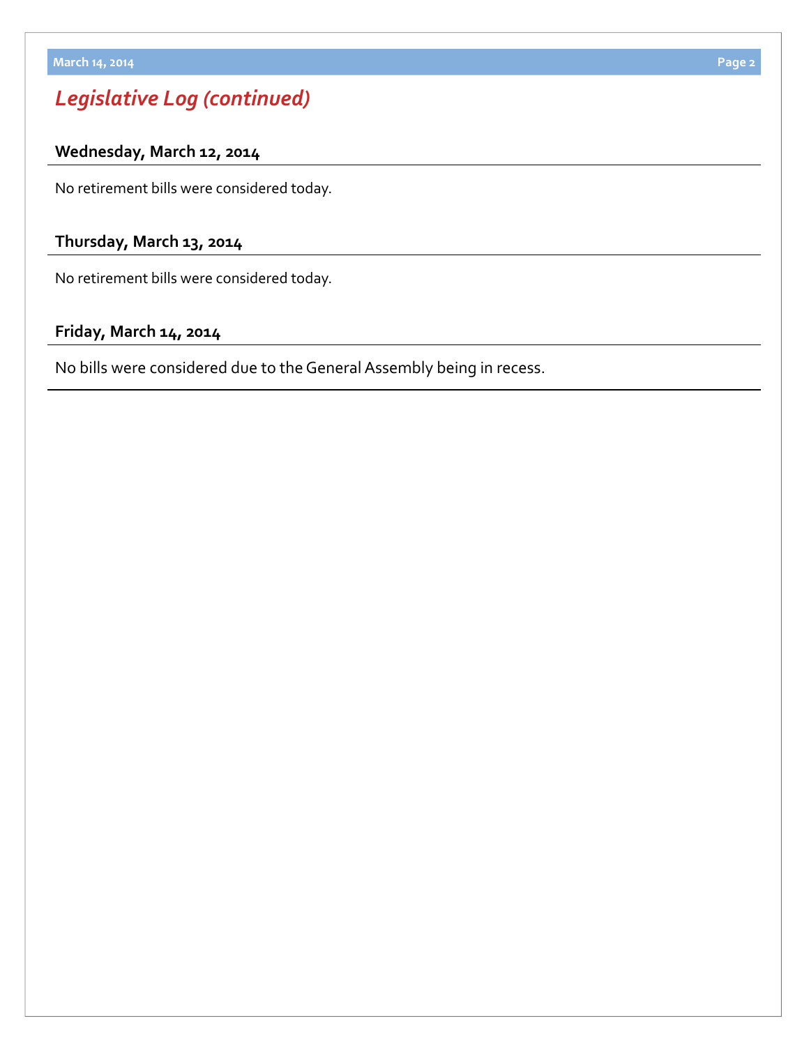## *Legislative Log (continued)*

### Wednesday, March 12, 2014

No retirement bills were considered today.

### Thursday, March 13, 2014

No retirement bills were considered today.

### Friday, March 14, 2014

No bills were considered due to the General Assembly being in recess.